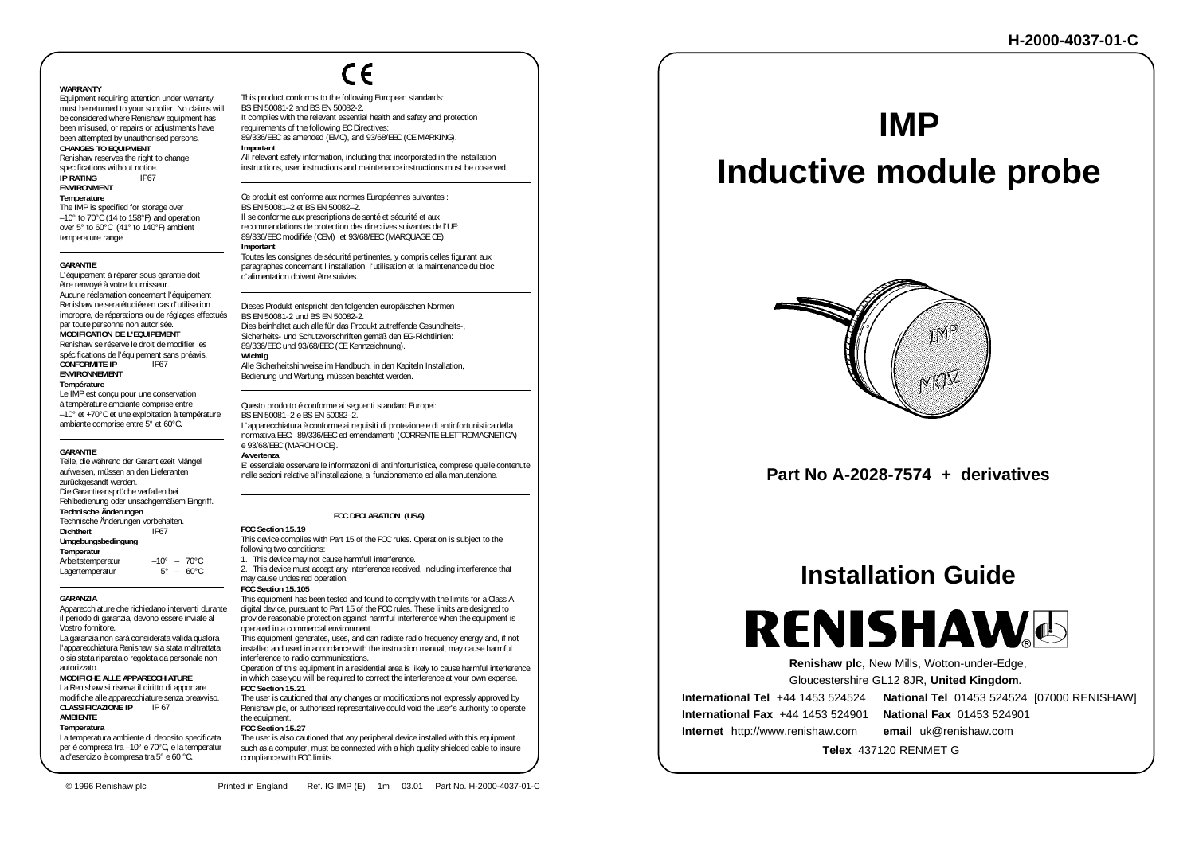H-2000-4037-01-C

**WARRANTY**
Equipment requiring attention under warranty must be returned to your supplier. No claims will be considered where Renishaw equipment has been misused, or repairs or adjustments have been attempted by unauthorised persons.
**CHANGES TO EQUIPMENT**
Renishaw reserves the right to change specifications without notice.
**IP RATING** IP67
**ENVIRONMENT**
**Temperature**
The IMP is specified for storage over –10° to 70°C (14 to 158°F) and operation over 5° to 60°C (41° to 140°F) ambient temperature range.

---

**GARANTIE**
L'équipement à réparer sous garantie doit être renvoyé à votre fournisseur.
Aucune réclamation concernant l'équipement Renishaw ne sera étudiée en cas d'utilisation impropre, de réparations ou de réglages effectués par toute personne non autorisée.
**MODIFICATION DE L'EQUIPEMENT**
Renishaw se réserve le droit de modifier les spécifications de l'équipement sans préavis.
**CONFORMITE IP** IP67
**ENVIRONNEMENT**
**Température**
Le IMP est conçu pour une conservation à température ambiante comprise entre –10° et +70°C et une exploitation à température ambiante comprise entre 5° et 60°C.

---

**GARANTIE**
Teile, die während der Garantiezeit Mängel aufweisen, müssen an den Lieferanten zurückgesandt werden.
Die Garantieansprüche verfallen bei Fehlbedienung oder unsachgemäßem Eingriff.
**Technische Änderungen**
Technische Änderungen vorbehalten.
**Dichtheit** IP67
**Umgebungsbedingung**
**Temperatur**
Arbeitstemperatur –10° – 70°C
Lagertemperatur 5° – 60°C

---

**GARANZIA**
Apparecchiature che richiedano interventi durante il periodo di garanzia, devono essere inviate al Vostro fornitore.
La garanzia non sarà considerata valida qualora l'apparecchiatura Renishaw sia stata maltrattata, o sia stata riparata o regolata da personale non autorizzato.
**MODIFICHE ALLE APPARECCHIATURE**
La Renishaw si riserva il diritto di apportare modifiche alle apparecchiature senza preavviso.
**CLASSIFICAZIONE IP** IP 67
**AMBIENTE**
**Temperatura**
La temperatura ambiente di deposito specificata per è compresa tra –10° e 70°C, e la temperatur a d'esercizio è compresa tra 5° e 60 °C.

---

CE

This product conforms to the following European standards:
BS EN 50081-2 and BS EN 50082-2.
It complies with the relevant essential health and safety and protection requirements of the following EC Directives:
89/336/EEC as amended (EMC), and 93/68/EEC (CE MARKING).
**Important**
All relevant safety information, including that incorporated in the installation instructions, user instructions and maintenance instructions must be observed.

---

Ce produit est conforme aux normes Européennes suivantes :
BS EN 50081–2 et BS EN 50082–2.
Il se conforme aux prescriptions de santé et sécurité et aux recommandations de protection des directives suivantes de l'UE:
89/336/EEC modifiée (CEM) et 93/68/EEC (MARQUAGE CE).
**Important**
Toutes les consignes de sécurité pertinentes, y compris celles figurant aux paragraphes concernant l'installation, l'utilisation et la maintenance du bloc d'alimentation doivent être suivies.

---

Dieses Produkt entspricht den folgenden europäischen Normen
BS EN 50081-2 und BS EN 50082-2.
Dies beinhaltet auch alle für das Produkt zutreffende Gesundheits-, Sicherheits- und Schutzvorschriften gemäß den EG-Richtlinien:
89/336/EEC und 93/68/EEC (CE Kennzeichnung).
**Wichtig**
Alle Sicherheitshinweise im Handbuch, in den Kapiteln Installation, Bedienung und Wartung, müssen beachtet werden.

---

Questo prodotto è conforme ai seguenti standard Europei:
BS EN 50081–2 e BS EN 50082–2.
L'apparecchiatura è conforme ai requisiti di protezione e di antinfortunistica della normativa EEC: 89/336/EEC ed emendamenti (CORRENTE ELETTROMAGNETICA) e 93/68/EEC (MARCHIO CE).
**Avvertenza**
E' essenziale osservare le informazioni di antinfortunistica, comprese quelle contenute nelle sezioni relative all'installazione, al funzionamento ed alla manutenzione.

---

**FCC DECLARATION (USA)**

**FCC Section 15.19**
This device complies with Part 15 of the FCC rules. Operation is subject to the following two conditions:
1. This device may not cause harmfull interference.
2. This device must accept any interference received, including interference that may cause undesired operation.

**FCC Section 15.105**
This equipment has been tested and found to comply with the limits for a Class A digital device, pursuant to Part 15 of the FCC rules. These limits are designed to provide reasonable protection against harmful interference when the equipment is operated in a commercial environment.
This equipment generates, uses, and can radiate radio frequency energy and, if not installed and used in accordance with the instruction manual, may cause harmful interference to radio communications.
Operation of this equipment in a residential area is likely to cause harmful interference, in which case you will be required to correct the interference at your own expense.

**FCC Section 15.21**
The user is cautioned that any changes or modifications not expressly approved by Renishaw plc, or authorised representative could void the user's authority to operate the equipment.

**FCC Section 15.27**
The user is also cautioned that any peripheral device installed with this equipment such as a computer, must be connected with a high quality shielded cable to insure compliance with FCC limits.

© 1996 Renishaw plc Printed in England Ref. IG IMP (E) 1m 03.01 Part No. H-2000-4037-01-C

# IMP

# Inductive module probe

**Part No A-2028-7574 + derivatives**

## Installation Guide

RENISHAW

**Renishaw plc,** New Mills, Wotton-under-Edge,
Gloucestershire GL12 8JR, **United Kingdom**.

**International Tel** +44 1453 524524 **National Tel** 01453 524524 [07000 RENISHAW]
**International Fax** +44 1453 524901 **National Fax** 01453 524901
**Internet** http://www.renishaw.com **email** uk@renishaw.com
**Telex** 437120 RENMET G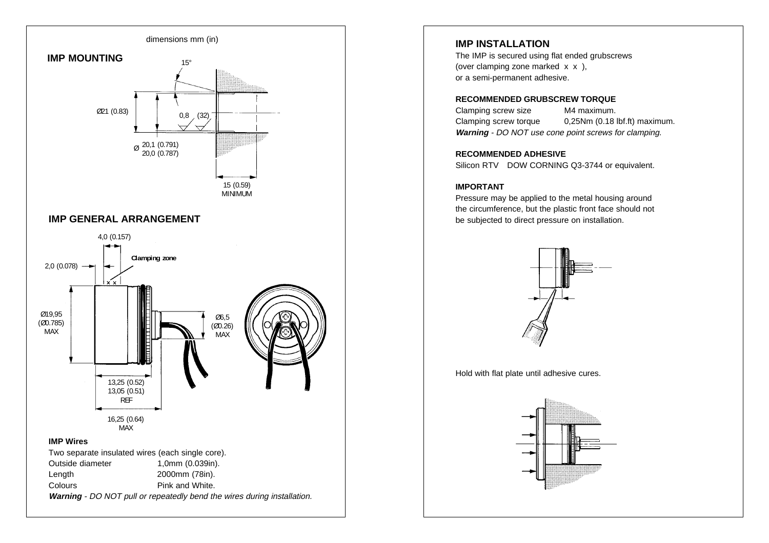dimensions mm (in)

## IMP MOUNTING

15°

Ø21 (0.83)

0,8 (32)

Ø 20,1 (0.791)
20,0 (0.787)

15 (0.59)
MINIMUM

## IMP GENERAL ARRANGEMENT

4,0 (0.157)

Clamping zone

2,0 (0.078)

x x

Ø19,95
(Ø0.785)
MAX

Ø6,5
(Ø0.26)
MAX

13,25 (0.52)
13,05 (0.51)
REF

16,25 (0.64)
MAX

### IMP Wires

Two separate insulated wires (each single core).

| | |
|---|---|
| Outside diameter | 1,0mm (0.039in). |
| Length | 2000mm (78in). |
| Colours | Pink and White. |

***Warning** - DO NOT pull or repeatedly bend the wires during installation.*

## IMP INSTALLATION

The IMP is secured using flat ended grubscrews (over clamping zone marked x x ), or a semi-permanent adhesive.

### RECOMMENDED GRUBSCREW TORQUE

| | |
|---|---|
| Clamping screw size | M4 maximum. |
| Clamping screw torque | 0,25Nm (0.18 lbf.ft) maximum. |

***Warning** - DO NOT use cone point screws for clamping.*

### RECOMMENDED ADHESIVE

Silicon RTV DOW CORNING Q3-3744 or equivalent.

### IMPORTANT

Pressure may be applied to the metal housing around the circumference, but the plastic front face should not be subjected to direct pressure on installation.

Hold with flat plate until adhesive cures.